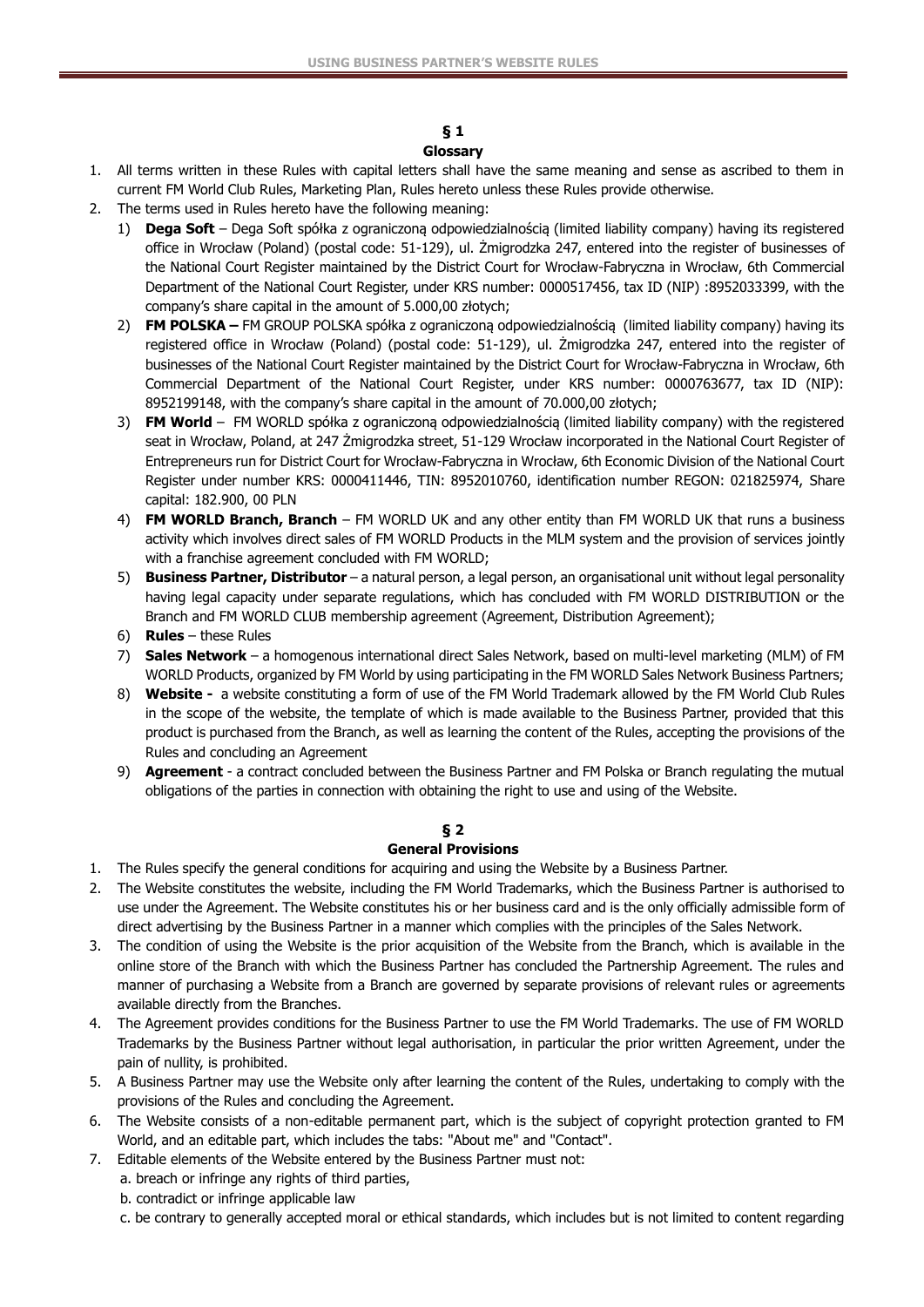# USING BUSINESS PARTNER'S WEBSITE RULES

## § 1
## Glossary

1. All terms written in these Rules with capital letters shall have the same meaning and sense as ascribed to them in current FM World Club Rules, Marketing Plan, Rules hereto unless these Rules provide otherwise.
2. The terms used in Rules hereto have the following meaning:
   1) **Dega Soft** – Dega Soft spółka z ograniczoną odpowiedzialnością (limited liability company) having its registered office in Wrocław (Poland) (postal code: 51-129), ul. Żmigrodzka 247, entered into the register of businesses of the National Court Register maintained by the District Court for Wrocław-Fabryczna in Wrocław, 6th Commercial Department of the National Court Register, under KRS number: 0000517456, tax ID (NIP) :8952033399, with the company's share capital in the amount of 5.000,00 złotych;
   2) **FM POLSKA –** FM GROUP POLSKA spółka z ograniczoną odpowiedzialnością (limited liability company) having its registered office in Wrocław (Poland) (postal code: 51-129), ul. Żmigrodzka 247, entered into the register of businesses of the National Court Register maintained by the District Court for Wrocław-Fabryczna in Wrocław, 6th Commercial Department of the National Court Register, under KRS number: 0000763677, tax ID (NIP): 8952199148, with the company's share capital in the amount of 70.000,00 złotych;
   3) **FM World** – FM WORLD spółka z ograniczoną odpowiedzialnością (limited liability company) with the registered seat in Wrocław, Poland, at 247 Żmigrodzka street, 51-129 Wrocław incorporated in the National Court Register of Entrepreneurs run for District Court for Wrocław-Fabryczna in Wrocław, 6th Economic Division of the National Court Register under number KRS: 0000411446, TIN: 8952010760, identification number REGON: 021825974, Share capital: 182.900, 00 PLN
   4) **FM WORLD Branch, Branch** – FM WORLD UK and any other entity than FM WORLD UK that runs a business activity which involves direct sales of FM WORLD Products in the MLM system and the provision of services jointly with a franchise agreement concluded with FM WORLD;
   5) **Business Partner, Distributor** – a natural person, a legal person, an organisational unit without legal personality having legal capacity under separate regulations, which has concluded with FM WORLD DISTRIBUTION or the Branch and FM WORLD CLUB membership agreement (Agreement, Distribution Agreement);
   6) **Rules** – these Rules
   7) **Sales Network** – a homogenous international direct Sales Network, based on multi-level marketing (MLM) of FM WORLD Products, organized by FM World by using participating in the FM WORLD Sales Network Business Partners;
   8) **Website -** a website constituting a form of use of the FM World Trademark allowed by the FM World Club Rules in the scope of the website, the template of which is made available to the Business Partner, provided that this product is purchased from the Branch, as well as learning the content of the Rules, accepting the provisions of the Rules and concluding an Agreement
   9) **Agreement** - a contract concluded between the Business Partner and FM Polska or Branch regulating the mutual obligations of the parties in connection with obtaining the right to use and using of the Website.

## § 2
## General Provisions

1. The Rules specify the general conditions for acquiring and using the Website by a Business Partner.
2. The Website constitutes the website, including the FM World Trademarks, which the Business Partner is authorised to use under the Agreement. The Website constitutes his or her business card and is the only officially admissible form of direct advertising by the Business Partner in a manner which complies with the principles of the Sales Network.
3. The condition of using the Website is the prior acquisition of the Website from the Branch, which is available in the online store of the Branch with which the Business Partner has concluded the Partnership Agreement. The rules and manner of purchasing a Website from a Branch are governed by separate provisions of relevant rules or agreements available directly from the Branches.
4. The Agreement provides conditions for the Business Partner to use the FM World Trademarks. The use of FM WORLD Trademarks by the Business Partner without legal authorisation, in particular the prior written Agreement, under the pain of nullity, is prohibited.
5. A Business Partner may use the Website only after learning the content of the Rules, undertaking to comply with the provisions of the Rules and concluding the Agreement.
6. The Website consists of a non-editable permanent part, which is the subject of copyright protection granted to FM World, and an editable part, which includes the tabs: "About me" and "Contact".
7. Editable elements of the Website entered by the Business Partner must not:
   a. breach or infringe any rights of third parties,
   b. contradict or infringe applicable law
   c. be contrary to generally accepted moral or ethical standards, which includes but is not limited to content regarding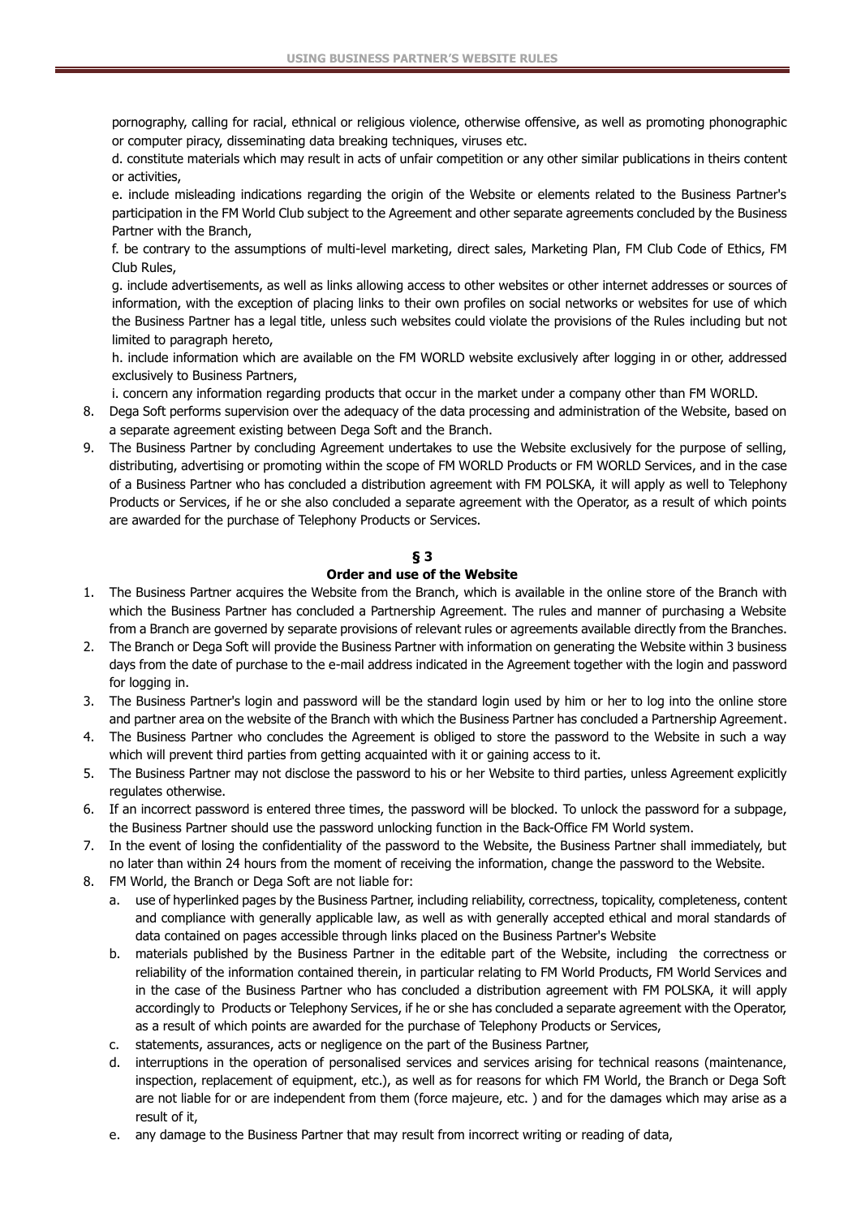pornography, calling for racial, ethnical or religious violence, otherwise offensive, as well as promoting phonographic or computer piracy, disseminating data breaking techniques, viruses etc.

d. constitute materials which may result in acts of unfair competition or any other similar publications in theirs content or activities,

e. include misleading indications regarding the origin of the Website or elements related to the Business Partner's participation in the FM World Club subject to the Agreement and other separate agreements concluded by the Business Partner with the Branch,

f. be contrary to the assumptions of multi-level marketing, direct sales, Marketing Plan, FM Club Code of Ethics, FM Club Rules,

g. include advertisements, as well as links allowing access to other websites or other internet addresses or sources of information, with the exception of placing links to their own profiles on social networks or websites for use of which the Business Partner has a legal title, unless such websites could violate the provisions of the Rules including but not limited to paragraph hereto,

h. include information which are available on the FM WORLD website exclusively after logging in or other, addressed exclusively to Business Partners,

i. concern any information regarding products that occur in the market under a company other than FM WORLD.

8. Dega Soft performs supervision over the adequacy of the data processing and administration of the Website, based on a separate agreement existing between Dega Soft and the Branch.
9. The Business Partner by concluding Agreement undertakes to use the Website exclusively for the purpose of selling, distributing, advertising or promoting within the scope of FM WORLD Products or FM WORLD Services, and in the case of a Business Partner who has concluded a distribution agreement with FM POLSKA, it will apply as well to Telephony Products or Services, if he or she also concluded a separate agreement with the Operator, as a result of which points are awarded for the purchase of Telephony Products or Services.

## § 3
## Order and use of the Website

1. The Business Partner acquires the Website from the Branch, which is available in the online store of the Branch with which the Business Partner has concluded a Partnership Agreement. The rules and manner of purchasing a Website from a Branch are governed by separate provisions of relevant rules or agreements available directly from the Branches.
2. The Branch or Dega Soft will provide the Business Partner with information on generating the Website within 3 business days from the date of purchase to the e-mail address indicated in the Agreement together with the login and password for logging in.
3. The Business Partner's login and password will be the standard login used by him or her to log into the online store and partner area on the website of the Branch with which the Business Partner has concluded a Partnership Agreement.
4. The Business Partner who concludes the Agreement is obliged to store the password to the Website in such a way which will prevent third parties from getting acquainted with it or gaining access to it.
5. The Business Partner may not disclose the password to his or her Website to third parties, unless Agreement explicitly regulates otherwise.
6. If an incorrect password is entered three times, the password will be blocked. To unlock the password for a subpage, the Business Partner should use the password unlocking function in the Back-Office FM World system.
7. In the event of losing the confidentiality of the password to the Website, the Business Partner shall immediately, but no later than within 24 hours from the moment of receiving the information, change the password to the Website.
8. FM World, the Branch or Dega Soft are not liable for:
   a. use of hyperlinked pages by the Business Partner, including reliability, correctness, topicality, completeness, content and compliance with generally applicable law, as well as with generally accepted ethical and moral standards of data contained on pages accessible through links placed on the Business Partner's Website
   b. materials published by the Business Partner in the editable part of the Website, including the correctness or reliability of the information contained therein, in particular relating to FM World Products, FM World Services and in the case of the Business Partner who has concluded a distribution agreement with FM POLSKA, it will apply accordingly to Products or Telephony Services, if he or she has concluded a separate agreement with the Operator, as a result of which points are awarded for the purchase of Telephony Products or Services,
   c. statements, assurances, acts or negligence on the part of the Business Partner,
   d. interruptions in the operation of personalised services and services arising for technical reasons (maintenance, inspection, replacement of equipment, etc.), as well as for reasons for which FM World, the Branch or Dega Soft are not liable for or are independent from them (force majeure, etc. ) and for the damages which may arise as a result of it,
   e. any damage to the Business Partner that may result from incorrect writing or reading of data,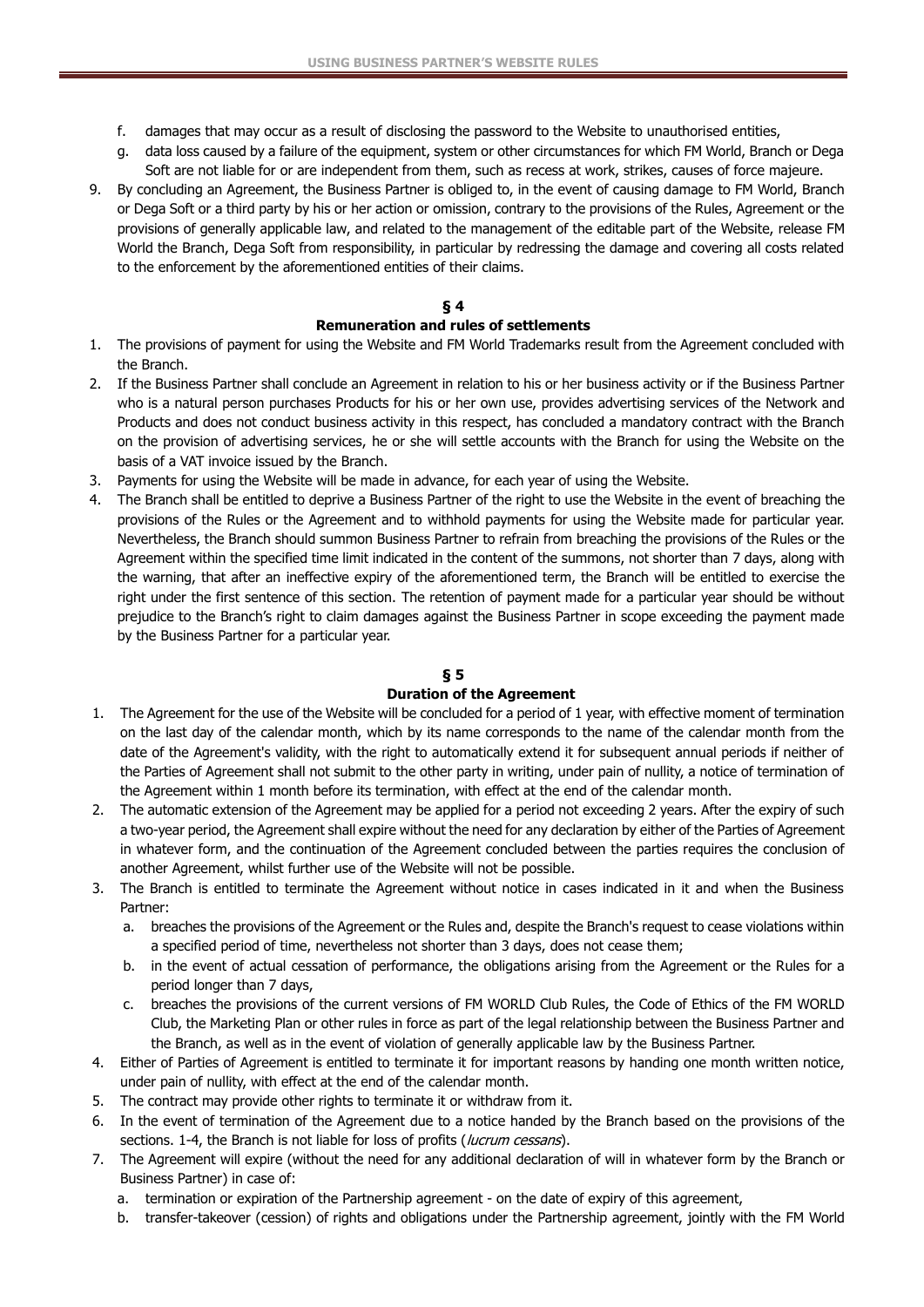f. damages that may occur as a result of disclosing the password to the Website to unauthorised entities,
g. data loss caused by a failure of the equipment, system or other circumstances for which FM World, Branch or Dega Soft are not liable for or are independent from them, such as recess at work, strikes, causes of force majeure.

9. By concluding an Agreement, the Business Partner is obliged to, in the event of causing damage to FM World, Branch or Dega Soft or a third party by his or her action or omission, contrary to the provisions of the Rules, Agreement or the provisions of generally applicable law, and related to the management of the editable part of the Website, release FM World the Branch, Dega Soft from responsibility, in particular by redressing the damage and covering all costs related to the enforcement by the aforementioned entities of their claims.

## § 4
## Remuneration and rules of settlements

1. The provisions of payment for using the Website and FM World Trademarks result from the Agreement concluded with the Branch.
2. If the Business Partner shall conclude an Agreement in relation to his or her business activity or if the Business Partner who is a natural person purchases Products for his or her own use, provides advertising services of the Network and Products and does not conduct business activity in this respect, has concluded a mandatory contract with the Branch on the provision of advertising services, he or she will settle accounts with the Branch for using the Website on the basis of a VAT invoice issued by the Branch.
3. Payments for using the Website will be made in advance, for each year of using the Website.
4. The Branch shall be entitled to deprive a Business Partner of the right to use the Website in the event of breaching the provisions of the Rules or the Agreement and to withhold payments for using the Website made for particular year. Nevertheless, the Branch should summon Business Partner to refrain from breaching the provisions of the Rules or the Agreement within the specified time limit indicated in the content of the summons, not shorter than 7 days, along with the warning, that after an ineffective expiry of the aforementioned term, the Branch will be entitled to exercise the right under the first sentence of this section. The retention of payment made for a particular year should be without prejudice to the Branch's right to claim damages against the Business Partner in scope exceeding the payment made by the Business Partner for a particular year.

## § 5
## Duration of the Agreement

1. The Agreement for the use of the Website will be concluded for a period of 1 year, with effective moment of termination on the last day of the calendar month, which by its name corresponds to the name of the calendar month from the date of the Agreement's validity, with the right to automatically extend it for subsequent annual periods if neither of the Parties of Agreement shall not submit to the other party in writing, under pain of nullity, a notice of termination of the Agreement within 1 month before its termination, with effect at the end of the calendar month.
2. The automatic extension of the Agreement may be applied for a period not exceeding 2 years. After the expiry of such a two-year period, the Agreement shall expire without the need for any declaration by either of the Parties of Agreement in whatever form, and the continuation of the Agreement concluded between the parties requires the conclusion of another Agreement, whilst further use of the Website will not be possible.
3. The Branch is entitled to terminate the Agreement without notice in cases indicated in it and when the Business Partner:
   a. breaches the provisions of the Agreement or the Rules and, despite the Branch's request to cease violations within a specified period of time, nevertheless not shorter than 3 days, does not cease them;
   b. in the event of actual cessation of performance, the obligations arising from the Agreement or the Rules for a period longer than 7 days,
   c. breaches the provisions of the current versions of FM WORLD Club Rules, the Code of Ethics of the FM WORLD Club, the Marketing Plan or other rules in force as part of the legal relationship between the Business Partner and the Branch, as well as in the event of violation of generally applicable law by the Business Partner.
4. Either of Parties of Agreement is entitled to terminate it for important reasons by handing one month written notice, under pain of nullity, with effect at the end of the calendar month.
5. The contract may provide other rights to terminate it or withdraw from it.
6. In the event of termination of the Agreement due to a notice handed by the Branch based on the provisions of the sections. 1-4, the Branch is not liable for loss of profits (*lucrum cessans*).
7. The Agreement will expire (without the need for any additional declaration of will in whatever form by the Branch or Business Partner) in case of:
   a. termination or expiration of the Partnership agreement - on the date of expiry of this agreement,
   b. transfer-takeover (cession) of rights and obligations under the Partnership agreement, jointly with the FM World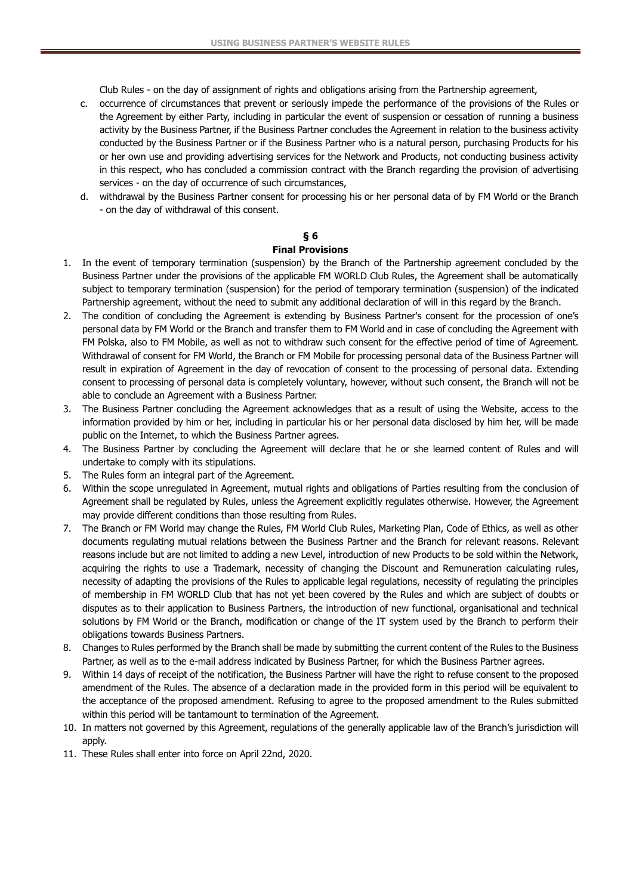Club Rules - on the day of assignment of rights and obligations arising from the Partnership agreement,

c. occurrence of circumstances that prevent or seriously impede the performance of the provisions of the Rules or the Agreement by either Party, including in particular the event of suspension or cessation of running a business activity by the Business Partner, if the Business Partner concludes the Agreement in relation to the business activity conducted by the Business Partner or if the Business Partner who is a natural person, purchasing Products for his or her own use and providing advertising services for the Network and Products, not conducting business activity in this respect, who has concluded a commission contract with the Branch regarding the provision of advertising services - on the day of occurrence of such circumstances,
d. withdrawal by the Business Partner consent for processing his or her personal data of by FM World or the Branch - on the day of withdrawal of this consent.

## § 6
## Final Provisions

1. In the event of temporary termination (suspension) by the Branch of the Partnership agreement concluded by the Business Partner under the provisions of the applicable FM WORLD Club Rules, the Agreement shall be automatically subject to temporary termination (suspension) for the period of temporary termination (suspension) of the indicated Partnership agreement, without the need to submit any additional declaration of will in this regard by the Branch.
2. The condition of concluding the Agreement is extending by Business Partner's consent for the procession of one's personal data by FM World or the Branch and transfer them to FM World and in case of concluding the Agreement with FM Polska, also to FM Mobile, as well as not to withdraw such consent for the effective period of time of Agreement. Withdrawal of consent for FM World, the Branch or FM Mobile for processing personal data of the Business Partner will result in expiration of Agreement in the day of revocation of consent to the processing of personal data. Extending consent to processing of personal data is completely voluntary, however, without such consent, the Branch will not be able to conclude an Agreement with a Business Partner.
3. The Business Partner concluding the Agreement acknowledges that as a result of using the Website, access to the information provided by him or her, including in particular his or her personal data disclosed by him her, will be made public on the Internet, to which the Business Partner agrees.
4. The Business Partner by concluding the Agreement will declare that he or she learned content of Rules and will undertake to comply with its stipulations.
5. The Rules form an integral part of the Agreement.
6. Within the scope unregulated in Agreement, mutual rights and obligations of Parties resulting from the conclusion of Agreement shall be regulated by Rules, unless the Agreement explicitly regulates otherwise. However, the Agreement may provide different conditions than those resulting from Rules.
7. The Branch or FM World may change the Rules, FM World Club Rules, Marketing Plan, Code of Ethics, as well as other documents regulating mutual relations between the Business Partner and the Branch for relevant reasons. Relevant reasons include but are not limited to adding a new Level, introduction of new Products to be sold within the Network, acquiring the rights to use a Trademark, necessity of changing the Discount and Remuneration calculating rules, necessity of adapting the provisions of the Rules to applicable legal regulations, necessity of regulating the principles of membership in FM WORLD Club that has not yet been covered by the Rules and which are subject of doubts or disputes as to their application to Business Partners, the introduction of new functional, organisational and technical solutions by FM World or the Branch, modification or change of the IT system used by the Branch to perform their obligations towards Business Partners.
8. Changes to Rules performed by the Branch shall be made by submitting the current content of the Rules to the Business Partner, as well as to the e-mail address indicated by Business Partner, for which the Business Partner agrees.
9. Within 14 days of receipt of the notification, the Business Partner will have the right to refuse consent to the proposed amendment of the Rules. The absence of a declaration made in the provided form in this period will be equivalent to the acceptance of the proposed amendment. Refusing to agree to the proposed amendment to the Rules submitted within this period will be tantamount to termination of the Agreement.
10. In matters not governed by this Agreement, regulations of the generally applicable law of the Branch's jurisdiction will apply.
11. These Rules shall enter into force on April 22nd, 2020.